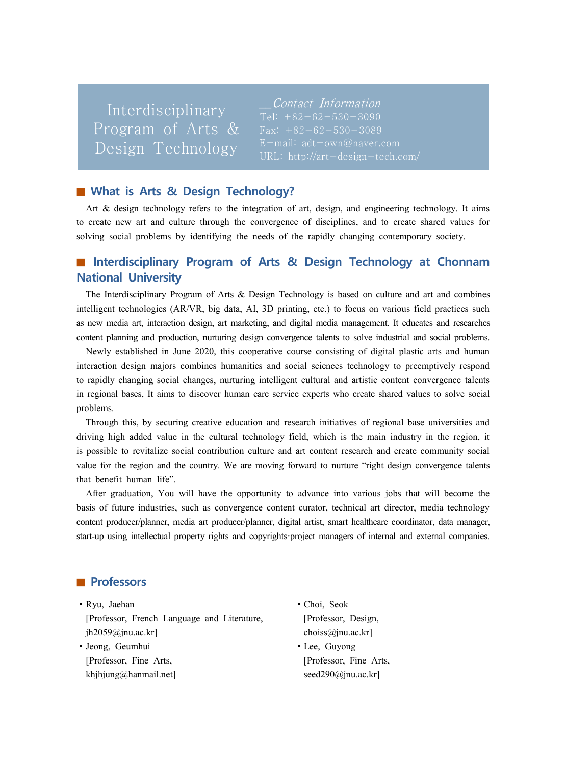# Interdisciplinary Program of Arts & Design Technology

*Contact Information*

Tel: +82-62-530-3090
Fax: +82-62-530-3089
E-mail: adt-own@naver.com
URL: http://art-design-tech.com/

## What is Arts & Design Technology?

Art & design technology refers to the integration of art, design, and engineering technology. It aims to create new art and culture through the convergence of disciplines, and to create shared values for solving social problems by identifying the needs of the rapidly changing contemporary society.

## Interdisciplinary Program of Arts & Design Technology at Chonnam National University

The Interdisciplinary Program of Arts & Design Technology is based on culture and art and combines intelligent technologies (AR/VR, big data, AI, 3D printing, etc.) to focus on various field practices such as new media art, interaction design, art marketing, and digital media management. It educates and researches content planning and production, nurturing design convergence talents to solve industrial and social problems.

Newly established in June 2020, this cooperative course consisting of digital plastic arts and human interaction design majors combines humanities and social sciences technology to preemptively respond to rapidly changing social changes, nurturing intelligent cultural and artistic content convergence talents in regional bases, It aims to discover human care service experts who create shared values to solve social problems.

Through this, by securing creative education and research initiatives of regional base universities and driving high added value in the cultural technology field, which is the main industry in the region, it is possible to revitalize social contribution culture and art content research and create community social value for the region and the country. We are moving forward to nurture “right design convergence talents that benefit human life”.

After graduation, You will have the opportunity to advance into various jobs that will become the basis of future industries, such as convergence content curator, technical art director, media technology content producer/planner, media art producer/planner, digital artist, smart healthcare coordinator, data manager, start-up using intellectual property rights and copyrights·project managers of internal and external companies.

## Professors

- Ryu, Jaehan
  [Professor, French Language and Literature, jh2059@jnu.ac.kr]
- Jeong, Geumhui
  [Professor, Fine Arts, khjhjung@hanmail.net]
- Choi, Seok
  [Professor, Design, choiss@jnu.ac.kr]
- Lee, Guyong
  [Professor, Fine Arts, seed290@jnu.ac.kr]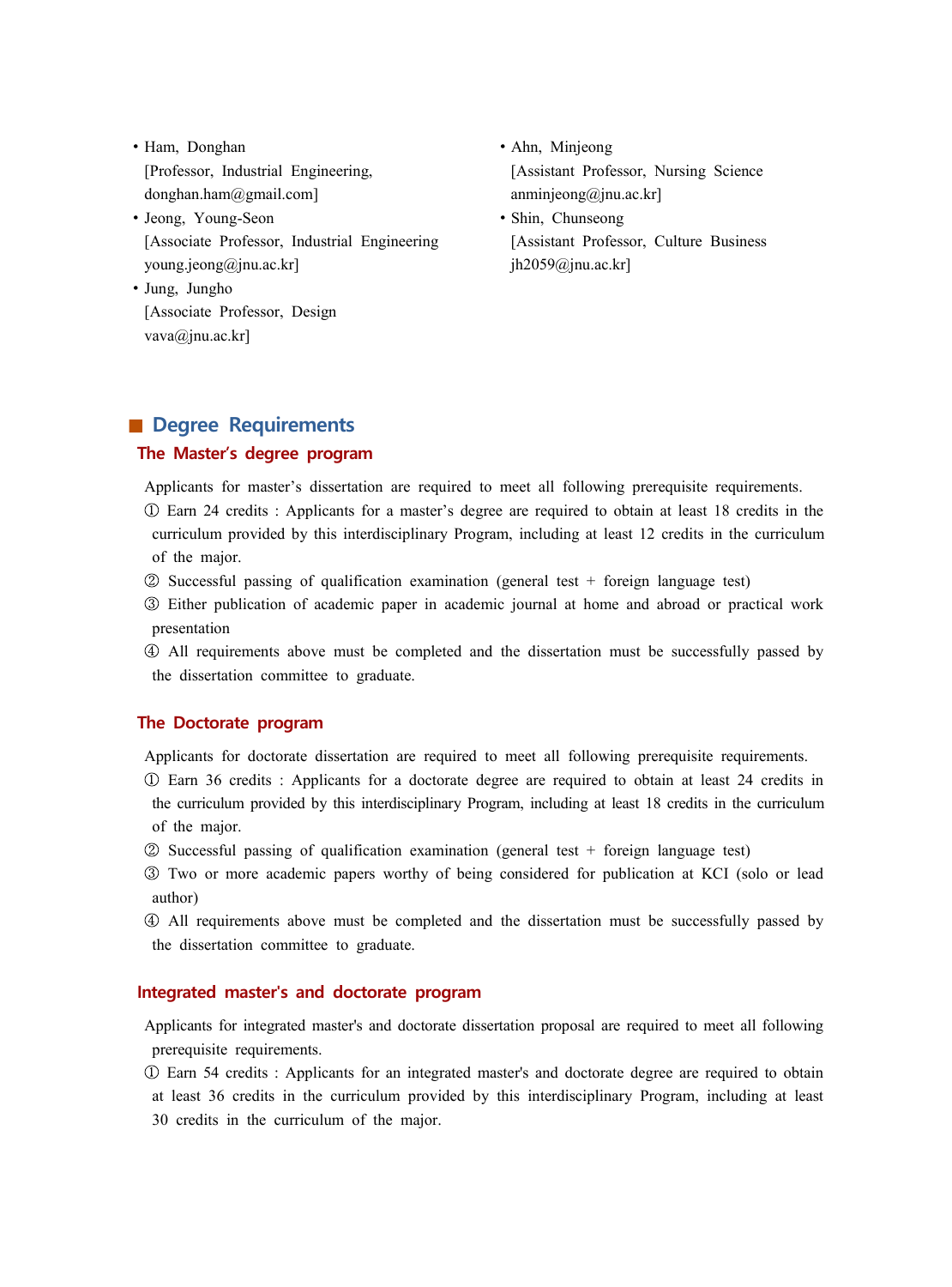- Ham, Donghan
  [Professor, Industrial Engineering, donghan.ham@gmail.com]
- Jeong, Young-Seon
  [Associate Professor, Industrial Engineering young.jeong@jnu.ac.kr]
- Jung, Jungho
  [Associate Professor, Design vava@jnu.ac.kr]
- Ahn, Minjeong
  [Assistant Professor, Nursing Science anminjeong@jnu.ac.kr]
- Shin, Chunseong
  [Assistant Professor, Culture Business jh2059@jnu.ac.kr]

## Degree Requirements

### The Master's degree program

Applicants for master's dissertation are required to meet all following prerequisite requirements.

① Earn 24 credits : Applicants for a master's degree are required to obtain at least 18 credits in the curriculum provided by this interdisciplinary Program, including at least 12 credits in the curriculum of the major.

② Successful passing of qualification examination (general test + foreign language test)

③ Either publication of academic paper in academic journal at home and abroad or practical work presentation

④ All requirements above must be completed and the dissertation must be successfully passed by the dissertation committee to graduate.

### The Doctorate program

Applicants for doctorate dissertation are required to meet all following prerequisite requirements.

① Earn 36 credits : Applicants for a doctorate degree are required to obtain at least 24 credits in the curriculum provided by this interdisciplinary Program, including at least 18 credits in the curriculum of the major.

② Successful passing of qualification examination (general test + foreign language test)

③ Two or more academic papers worthy of being considered for publication at KCI (solo or lead author)

④ All requirements above must be completed and the dissertation must be successfully passed by the dissertation committee to graduate.

### Integrated master's and doctorate program

Applicants for integrated master's and doctorate dissertation proposal are required to meet all following prerequisite requirements.

① Earn 54 credits : Applicants for an integrated master's and doctorate degree are required to obtain at least 36 credits in the curriculum provided by this interdisciplinary Program, including at least 30 credits in the curriculum of the major.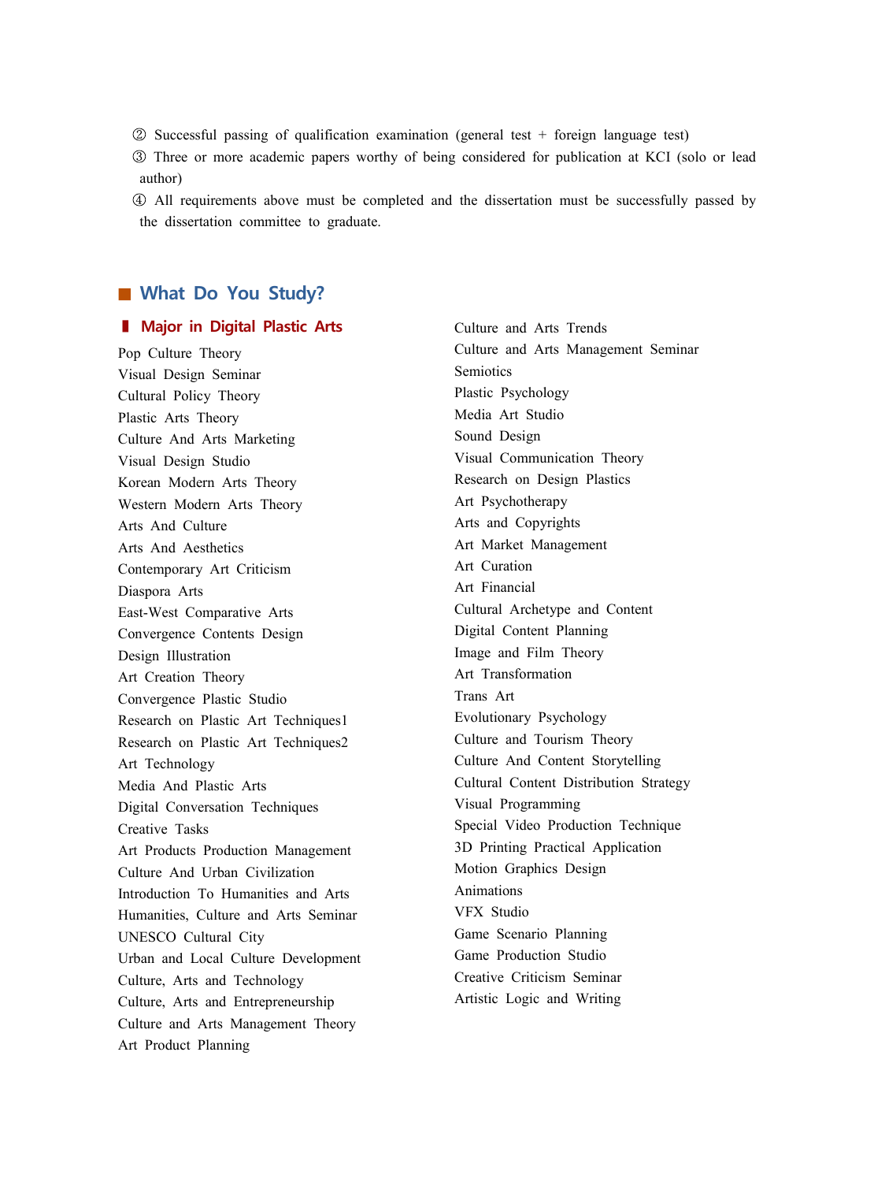② Successful passing of qualification examination (general test + foreign language test)

③ Three or more academic papers worthy of being considered for publication at KCI (solo or lead author)

④ All requirements above must be completed and the dissertation must be successfully passed by the dissertation committee to graduate.

## What Do You Study?

### Major in Digital Plastic Arts

Pop Culture Theory
Visual Design Seminar
Cultural Policy Theory
Plastic Arts Theory
Culture And Arts Marketing
Visual Design Studio
Korean Modern Arts Theory
Western Modern Arts Theory
Arts And Culture
Arts And Aesthetics
Contemporary Art Criticism
Diaspora Arts
East-West Comparative Arts
Convergence Contents Design
Design Illustration
Art Creation Theory
Convergence Plastic Studio
Research on Plastic Art Techniques1
Research on Plastic Art Techniques2
Art Technology
Media And Plastic Arts
Digital Conversation Techniques
Creative Tasks
Art Products Production Management
Culture And Urban Civilization
Introduction To Humanities and Arts
Humanities, Culture and Arts Seminar
UNESCO Cultural City
Urban and Local Culture Development
Culture, Arts and Technology
Culture, Arts and Entrepreneurship
Culture and Arts Management Theory
Art Product Planning
Culture and Arts Trends
Culture and Arts Management Seminar
Semiotics
Plastic Psychology
Media Art Studio
Sound Design
Visual Communication Theory
Research on Design Plastics
Art Psychotherapy
Arts and Copyrights
Art Market Management
Art Curation
Art Financial
Cultural Archetype and Content
Digital Content Planning
Image and Film Theory
Art Transformation
Trans Art
Evolutionary Psychology
Culture and Tourism Theory
Culture And Content Storytelling
Cultural Content Distribution Strategy
Visual Programming
Special Video Production Technique
3D Printing Practical Application
Motion Graphics Design
Animations
VFX Studio
Game Scenario Planning
Game Production Studio
Creative Criticism Seminar
Artistic Logic and Writing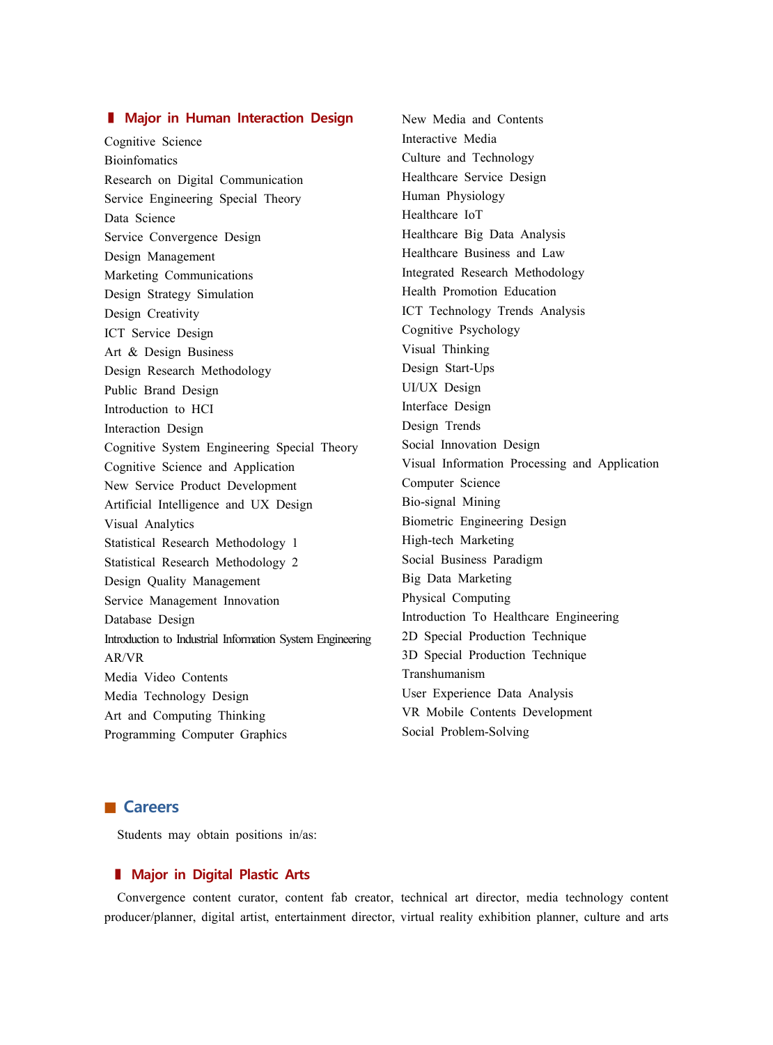### Major in Human Interaction Design

Cognitive Science
Bioinfomatics
Research on Digital Communication
Service Engineering Special Theory
Data Science
Service Convergence Design
Design Management
Marketing Communications
Design Strategy Simulation
Design Creativity
ICT Service Design
Art & Design Business
Design Research Methodology
Public Brand Design
Introduction to HCI
Interaction Design
Cognitive System Engineering Special Theory
Cognitive Science and Application
New Service Product Development
Artificial Intelligence and UX Design
Visual Analytics
Statistical Research Methodology 1
Statistical Research Methodology 2
Design Quality Management
Service Management Innovation
Database Design
Introduction to Industrial Information System Engineering
AR/VR
Media Video Contents
Media Technology Design
Art and Computing Thinking
Programming Computer Graphics
New Media and Contents
Interactive Media
Culture and Technology
Healthcare Service Design
Human Physiology
Healthcare IoT
Healthcare Big Data Analysis
Healthcare Business and Law
Integrated Research Methodology
Health Promotion Education
ICT Technology Trends Analysis
Cognitive Psychology
Visual Thinking
Design Start-Ups
UI/UX Design
Interface Design
Design Trends
Social Innovation Design
Visual Information Processing and Application
Computer Science
Bio-signal Mining
Biometric Engineering Design
High-tech Marketing
Social Business Paradigm
Big Data Marketing
Physical Computing
Introduction To Healthcare Engineering
2D Special Production Technique
3D Special Production Technique
Transhumanism
User Experience Data Analysis
VR Mobile Contents Development
Social Problem-Solving

## Careers

Students may obtain positions in/as:

### Major in Digital Plastic Arts

Convergence content curator, content fab creator, technical art director, media technology content producer/planner, digital artist, entertainment director, virtual reality exhibition planner, culture and arts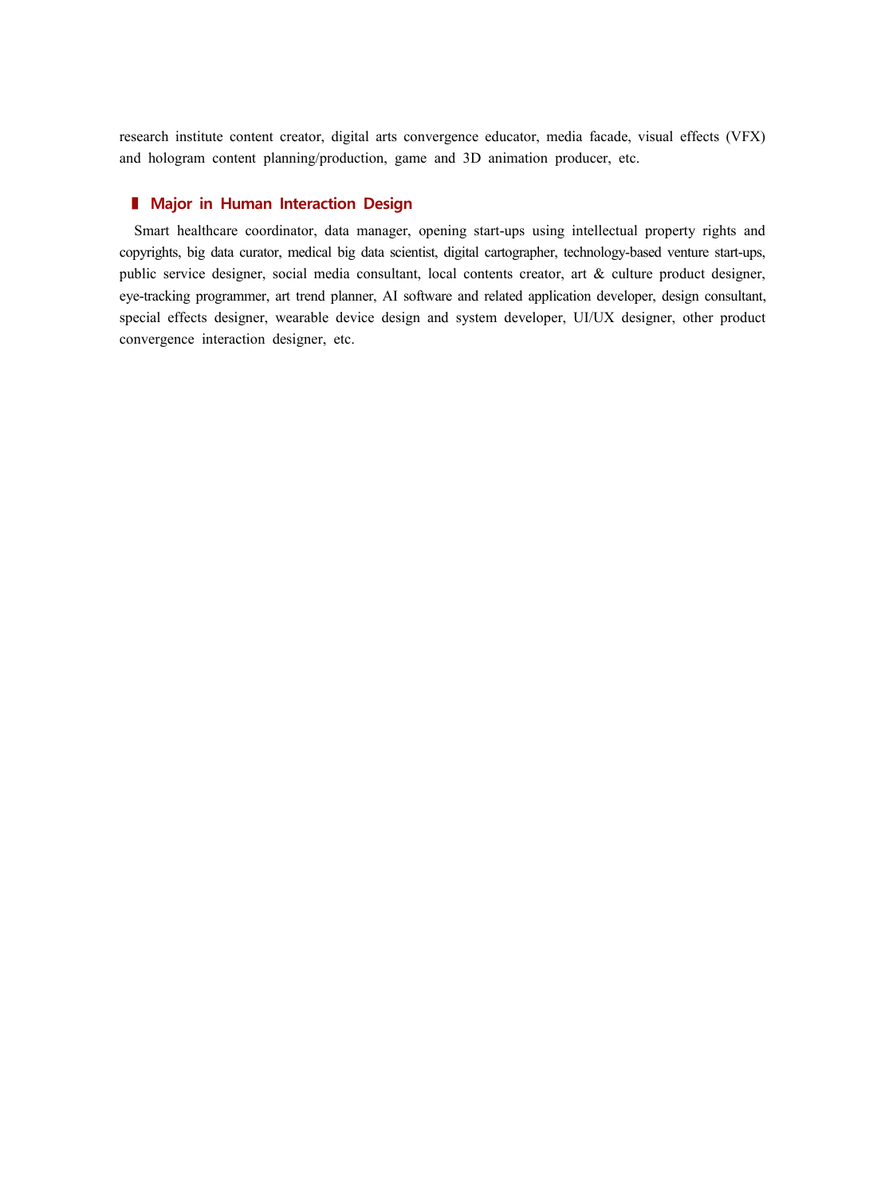research institute content creator, digital arts convergence educator, media facade, visual effects (VFX) and hologram content planning/production, game and 3D animation producer, etc.

## Major in Human Interaction Design

Smart healthcare coordinator, data manager, opening start-ups using intellectual property rights and copyrights, big data curator, medical big data scientist, digital cartographer, technology-based venture start-ups, public service designer, social media consultant, local contents creator, art & culture product designer, eye-tracking programmer, art trend planner, AI software and related application developer, design consultant, special effects designer, wearable device design and system developer, UI/UX designer, other product convergence interaction designer, etc.